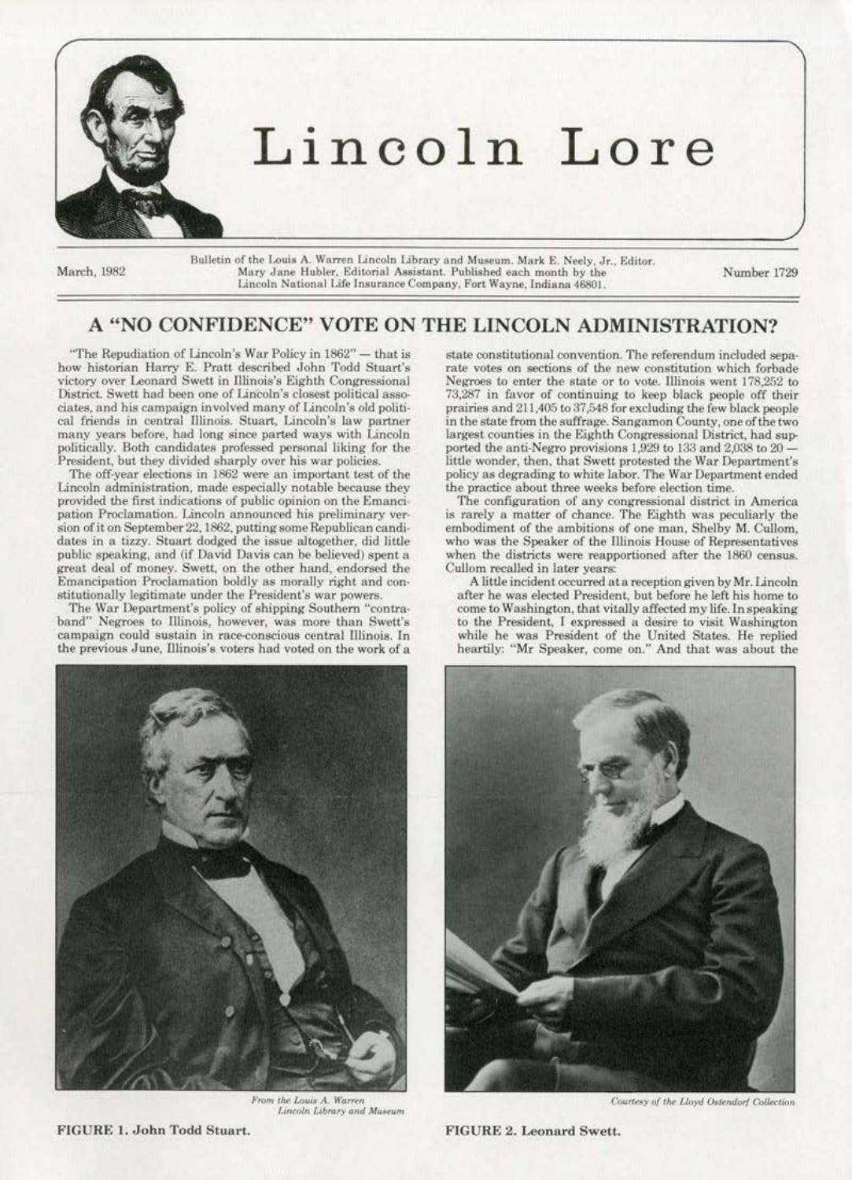# Lincoln Lore

March, 1982

Bulletin of the Louis A. Warren Lincoln Library and Museum. Mark E. Neely, Jr., Editor. Mary Jane Hubler, Editorial Assistant. Published each month by the Lincoln National Life Insurance Company, Fort Wayne, Indiana 46801.

Number 1729

## A "NO CONFIDENCE" VOTE ON THE LINCOLN ADMINISTRATION?

"The Repudiation of Lincoln's War Policy in 1862" — that is how historian Harry E. Pratt described John Todd Stuart's victory over Leonard Swett in Illinois's Eighth Congressional District. Swett had been one of Lincoln's closest political associates, and his campaign involved many of Lincoln's old political friends in central Illinois. Stuart, Lincoln's law partner many years before, had long since parted ways with Lincoln politically. Both candidates professed personal liking for the President, but they divided sharply over his war policies.

The off-year elections in 1862 were an important test of the Lincoln administration, made especially notable because they provided the first indications of public opinion on the Emancipation Proclamation. Lincoln announced his preliminary version of it on September 22, 1862, putting some Republican candidates in a tizzy. Stuart dodged the issue altogether, did little public speaking, and (if David Davis can be believed) spent a great deal of money. Swett, on the other hand, endorsed the Emancipation Proclamation boldly as morally right and constitutionally legitimate under the President's war powers.

The War Department's policy of shipping Southern "contraband" Negroes to Illinois, however, was more than Swett's campaign could sustain in race-conscious central Illinois. In the previous June, Illinois's voters had voted on the work of a state constitutional convention. The referendum included separate votes on sections of the new constitution which forbade Negroes to enter the state or to vote. Illinois went 178,252 to 73,287 in favor of continuing to keep black people off their prairies and 211,405 to 37,548 for excluding the few black people in the state from the suffrage. Sangamon County, one of the two largest counties in the Eighth Congressional District, had supported the anti-Negro provisions 1,929 to 133 and 2,038 to 20 — little wonder, then, that Swett protested the War Department's policy as degrading to white labor. The War Department ended the practice about three weeks before election time.

The configuration of any congressional district in America is rarely a matter of chance. The Eighth was peculiarly the embodiment of the ambitions of one man, Shelby M. Cullom, who was the Speaker of the Illinois House of Representatives when the districts were reapportioned after the 1860 census. Cullom recalled in later years:

> A little incident occurred at a reception given by Mr. Lincoln after he was elected President, but before he left his home to come to Washington, that vitally affected my life. In speaking to the President, I expressed a desire to visit Washington while he was President of the United States. He replied heartily: "Mr Speaker, come on." And that was about the

*From the Louis A. Warren Lincoln Library and Museum*

FIGURE 1. John Todd Stuart.

*Courtesy of the Lloyd Ostendorf Collection*

FIGURE 2. Leonard Swett.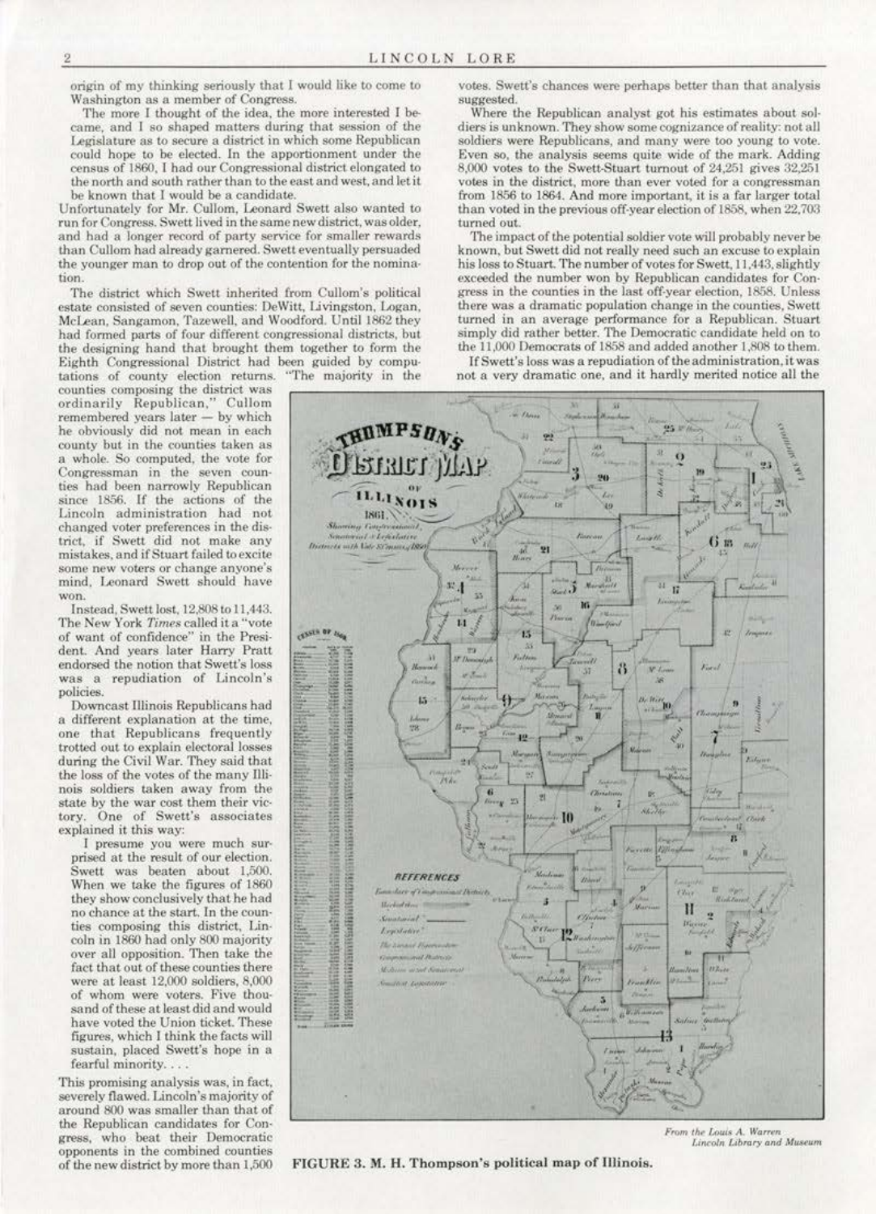origin of my thinking seriously that I would like to come to Washington as a member of Congress.

The more I thought of the idea, the more interested I became, and I so shaped matters during that session of the Legislature as to secure a district in which some Republican could hope to be elected. In the apportionment under the census of 1860, I had our Congressional district elongated to the north and south rather than to the east and west, and let it be known that I would be a candidate.

Unfortunately for Mr. Cullom, Leonard Swett also wanted to run for Congress. Swett lived in the same new district, was older, and had a longer record of party service for smaller rewards than Cullom had already garnered. Swett eventually persuaded the younger man to drop out of the contention for the nomination.

The district which Swett inherited from Cullom's political estate consisted of seven counties: DeWitt, Livingston, Logan, McLean, Sangamon, Tazewell, and Woodford. Until 1862 they had formed parts of four different congressional districts, but the designing hand that brought them together to form the Eighth Congressional District had been guided by computations of county election returns. "The majority in the counties composing the district was ordinarily Republican," Cullom remembered years later — by which he obviously did not mean in each county but in the counties taken as a whole. So computed, the vote for Congressman in the seven counties had been narrowly Republican since 1856. If the actions of the Lincoln administration had not changed voter preferences in the district, if Swett did not make any mistakes, and if Stuart failed to excite some new voters or change anyone's mind, Leonard Swett should have won.

Instead, Swett lost, 12,808 to 11,443. The New York *Times* called it a "vote of want of confidence" in the President. And years later Harry Pratt endorsed the notion that Swett's loss was a repudiation of Lincoln's policies.

Downcast Illinois Republicans had a different explanation at the time, one that Republicans frequently trotted out to explain electoral losses during the Civil War. They said that the loss of the votes of the many Illinois soldiers taken away from the state by the war cost them their victory. One of Swett's associates explained it this way:

> I presume you were much surprised at the result of our election. Swett was beaten about 1,500. When we take the figures of 1860 they show conclusively that he had no chance at the start. In the counties composing this district, Lincoln in 1860 had only 800 majority over all opposition. Then take the fact that out of these counties there were at least 12,000 soldiers, 8,000 of whom were voters. Five thousand of these at least did and would have voted the Union ticket. These figures, which I think the facts will sustain, placed Swett's hope in a fearful minority. . . .

This promising analysis was, in fact, severely flawed. Lincoln's majority of around 800 was smaller than that of the Republican candidates for Congress, who beat their Democratic opponents in the combined counties of the new district by more than 1,500 votes. Swett's chances were perhaps better than that analysis suggested.

Where the Republican analyst got his estimates about soldiers is unknown. They show some cognizance of reality: not all soldiers were Republicans, and many were too young to vote. Even so, the analysis seems quite wide of the mark. Adding 8,000 votes to the Swett-Stuart turnout of 24,251 gives 32,251 votes in the district, more than ever voted for a congressman from 1856 to 1864. And more important, it is a far larger total than voted in the previous off-year election of 1858, when 22,703 turned out.

The impact of the potential soldier vote will probably never be known, but Swett did not really need such an excuse to explain his loss to Stuart. The number of votes for Swett, 11,443, slightly exceeded the number won by Republican candidates for Congress in the counties in the last off-year election, 1858. Unless there was a dramatic population change in the counties, Swett turned in an average performance for a Republican. Stuart simply did rather better. The Democratic candidate held on to the 11,000 Democrats of 1858 and added another 1,808 to them.

If Swett's loss was a repudiation of the administration, it was not a very dramatic one, and it hardly merited notice all the

*From the Louis A. Warren Lincoln Library and Museum*

**FIGURE 3. M. H. Thompson's political map of Illinois.**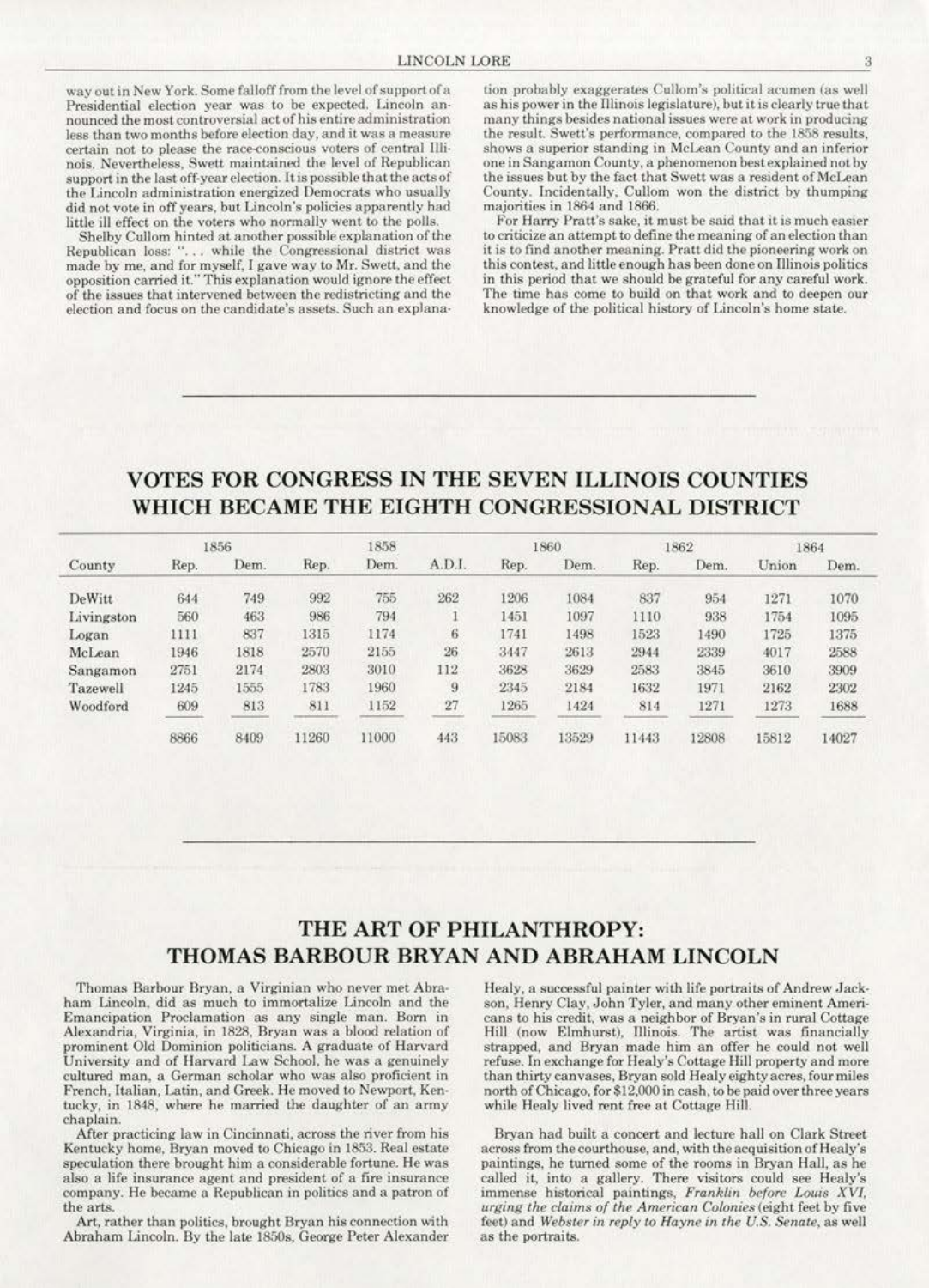way out in New York. Some falloff from the level of support of a Presidential election year was to be expected. Lincoln announced the most controversial act of his entire administration less than two months before election day, and it was a measure certain not to please the race-conscious voters of central Illinois. Nevertheless, Swett maintained the level of Republican support in the last off-year election. It is possible that the acts of the Lincoln administration energized Democrats who usually did not vote in off years, but Lincoln's policies apparently had little ill effect on the voters who normally went to the polls.

Shelby Cullom hinted at another possible explanation of the Republican loss: ". . . while the Congressional district was made by me, and for myself, I gave way to Mr. Swett, and the opposition carried it." This explanation would ignore the effect of the issues that intervened between the redistricting and the election and focus on the candidate's assets. Such an explanation probably exaggerates Cullom's political acumen (as well as his power in the Illinois legislature), but it is clearly true that many things besides national issues were at work in producing the result. Swett's performance, compared to the 1858 results, shows a superior standing in McLean County and an inferior one in Sangamon County, a phenomenon best explained not by the issues but by the fact that Swett was a resident of McLean County. Incidentally, Cullom won the district by thumping majorities in 1864 and 1866.

For Harry Pratt's sake, it must be said that it is much easier to criticize an attempt to define the meaning of an election than it is to find another meaning. Pratt did the pioneering work on this contest, and little enough has been done on Illinois politics in this period that we should be grateful for any careful work. The time has come to build on that work and to deepen our knowledge of the political history of Lincoln's home state.

## VOTES FOR CONGRESS IN THE SEVEN ILLINOIS COUNTIES WHICH BECAME THE EIGHTH CONGRESSIONAL DISTRICT

| County | 1856 | | 1858 | | | 1860 | | 1862 | | 1864 | |
|---|---|---|---|---|---|---|---|---|---|---|---|
| | Rep. | Dem. | Rep. | Dem. | A.D.I. | Rep. | Dem. | Rep. | Dem. | Union | Dem. |
| DeWitt | 644 | 749 | 992 | 755 | 262 | 1206 | 1084 | 837 | 954 | 1271 | 1070 |
| Livingston | 560 | 463 | 986 | 794 | 1 | 1451 | 1097 | 1110 | 938 | 1754 | 1095 |
| Logan | 1111 | 837 | 1315 | 1174 | 6 | 1741 | 1498 | 1523 | 1490 | 1725 | 1375 |
| McLean | 1946 | 1818 | 2570 | 2155 | 26 | 3447 | 2613 | 2944 | 2339 | 4017 | 2588 |
| Sangamon | 2751 | 2174 | 2803 | 3010 | 112 | 3628 | 3629 | 2583 | 3845 | 3610 | 3909 |
| Tazewell | 1245 | 1555 | 1783 | 1960 | 9 | 2345 | 2184 | 1632 | 1971 | 2162 | 2302 |
| Woodford | 609 | 813 | 811 | 1152 | 27 | 1265 | 1424 | 814 | 1271 | 1273 | 1688 |
| | 8866 | 8409 | 11260 | 11000 | 443 | 15083 | 13529 | 11443 | 12808 | 15812 | 14027 |

## THE ART OF PHILANTHROPY: THOMAS BARBOUR BRYAN AND ABRAHAM LINCOLN

Thomas Barbour Bryan, a Virginian who never met Abraham Lincoln, did as much to immortalize Lincoln and the Emancipation Proclamation as any single man. Born in Alexandria, Virginia, in 1828, Bryan was a blood relation of prominent Old Dominion politicians. A graduate of Harvard University and of Harvard Law School, he was a genuinely cultured man, a German scholar who was also proficient in French, Italian, Latin, and Greek. He moved to Newport, Kentucky, in 1848, where he married the daughter of an army chaplain.

After practicing law in Cincinnati, across the river from his Kentucky home, Bryan moved to Chicago in 1853. Real estate speculation there brought him a considerable fortune. He was also a life insurance agent and president of a fire insurance company. He became a Republican in politics and a patron of the arts.

Art, rather than politics, brought Bryan his connection with Abraham Lincoln. By the late 1850s, George Peter Alexander Healy, a successful painter with life portraits of Andrew Jackson, Henry Clay, John Tyler, and many other eminent Americans to his credit, was a neighbor of Bryan's in rural Cottage Hill (now Elmhurst), Illinois. The artist was financially strapped, and Bryan made him an offer he could not well refuse. In exchange for Healy's Cottage Hill property and more than thirty canvases, Bryan sold Healy eighty acres, four miles north of Chicago, for $12,000 in cash, to be paid over three years while Healy lived rent free at Cottage Hill.

Bryan had built a concert and lecture hall on Clark Street across from the courthouse, and, with the acquisition of Healy's paintings, he turned some of the rooms in Bryan Hall, as he called it, into a gallery. There visitors could see Healy's immense historical paintings, *Franklin before Louis XVI, urging the claims of the American Colonies* (eight feet by five feet) and *Webster in reply to Hayne in the U.S. Senate*, as well as the portraits.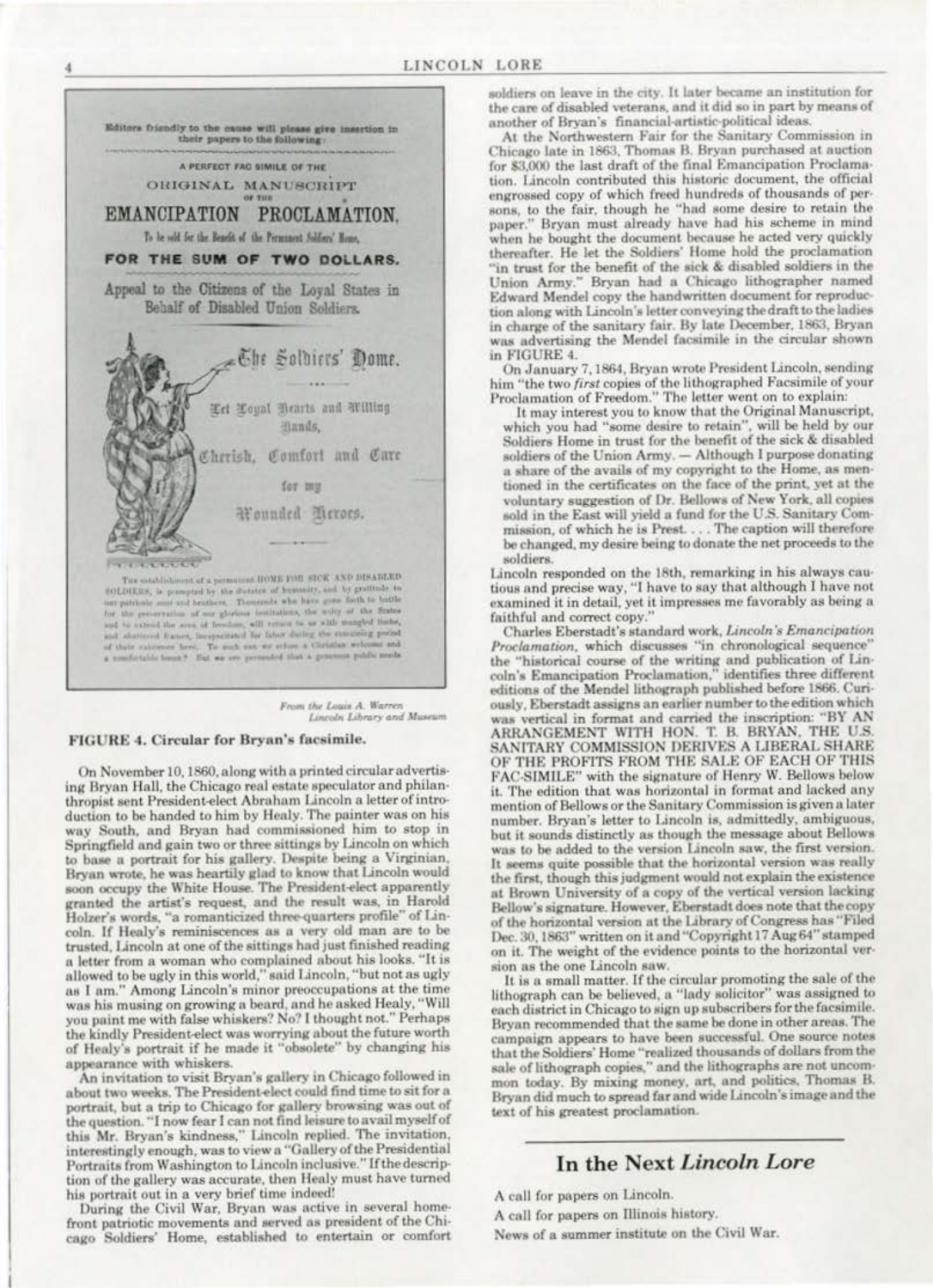Editors friendly to the cause will please give insertion in their papers to the following:

A PERFECT FAC SIMILE OF THE

ORIGINAL MANUSCRIPT

OF THE

EMANCIPATION PROCLAMATION,

To be sold for the Benefit of the Permanent Soldiers' Home,

FOR THE SUM OF TWO DOLLARS.

Appeal to the Citizens of the Loyal States in Behalf of Disabled Union Soldiers.

The Soldiers' Home.

Let Loyal Hearts and Willing Hands,

Cherish, Comfort and Care

for my

Wounded Heroes.

The establishment of a permanent HOME FOR SICK AND DISABLED SOLDIERS, is prompted by the dictates of humanity, and by gratitude to our patriotic sons and brothers. Thousands who have gone forth to battle for the preservation of our glorious institutions, the unity of the States and to extend the area of freedom, will return to us with mangled limbs, and shattered frames, incapacitated for labor during the remaining period of their existence here. To such can we refuse a Christian welcome and a comfortable home? But we are persuaded that a generous public needs

*From the Louis A. Warren Lincoln Library and Museum*

**FIGURE 4. Circular for Bryan's facsimile.**

On November 10, 1860, along with a printed circular advertising Bryan Hall, the Chicago real estate speculator and philanthropist sent President-elect Abraham Lincoln a letter of introduction to be handed to him by Healy. The painter was on his way South, and Bryan had commissioned him to stop in Springfield and gain two or three sittings by Lincoln on which to base a portrait for his gallery. Despite being a Virginian, Bryan wrote, he was heartily glad to know that Lincoln would soon occupy the White House. The President-elect apparently granted the artist's request, and the result was, in Harold Holzer's words, "a romanticized three-quarters profile" of Lincoln. If Healy's reminiscences as a very old man are to be trusted, Lincoln at one of the sittings had just finished reading a letter from a woman who complained about his looks. "It is allowed to be ugly in this world," said Lincoln, "but not as ugly as I am." Among Lincoln's minor preoccupations at the time was his musing on growing a beard, and he asked Healy, "Will you paint me with false whiskers? No? I thought not." Perhaps the kindly President-elect was worrying about the future worth of Healy's portrait if he made it "obsolete" by changing his appearance with whiskers.

An invitation to visit Bryan's gallery in Chicago followed in about two weeks. The President-elect could find time to sit for a portrait, but a trip to Chicago for gallery browsing was out of the question. "I now fear I can not find leisure to avail myself of this Mr. Bryan's kindness," Lincoln replied. The invitation, interestingly enough, was to view a "Gallery of the Presidential Portraits from Washington to Lincoln inclusive." If the description of the gallery was accurate, then Healy must have turned his portrait out in a very brief time indeed!

During the Civil War, Bryan was active in several home-front patriotic movements and served as president of the Chicago Soldiers' Home, established to entertain or comfort soldiers on leave in the city. It later became an institution for the care of disabled veterans, and it did so in part by means of another of Bryan's financial-artistic-political ideas.

At the Northwestern Fair for the Sanitary Commission in Chicago late in 1863, Thomas B. Bryan purchased at auction for $3,000 the last draft of the final Emancipation Proclamation. Lincoln contributed this historic document, the official engrossed copy of which freed hundreds of thousands of persons, to the fair, though he "had some desire to retain the paper." Bryan must already have had his scheme in mind when he bought the document because he acted very quickly thereafter. He let the Soldiers' Home hold the proclamation "in trust for the benefit of the sick & disabled soldiers in the Union Army." Bryan had a Chicago lithographer named Edward Mendel copy the handwritten document for reproduction along with Lincoln's letter conveying the draft to the ladies in charge of the sanitary fair. By late December, 1863, Bryan was advertising the Mendel facsimile in the circular shown in FIGURE 4.

On January 7, 1864, Bryan wrote President Lincoln, sending him "the two *first* copies of the lithographed Facsimile of your Proclamation of Freedom." The letter went on to explain:

> It may interest you to know that the Original Manuscript, which you had "some desire to retain", will be held by our Soldiers Home in trust for the benefit of the sick & disabled soldiers of the Union Army. — Although I purpose donating a share of the avails of my copyright to the Home, as mentioned in the certificates on the face of the print, yet at the voluntary suggestion of Dr. Bellows of New York, all copies sold in the East will yield a fund for the U.S. Sanitary Commission, of which he is Prest. . . . The caption will therefore be changed, my desire being to donate the net proceeds to the soldiers.

Lincoln responded on the 18th, remarking in his always cautious and precise way, "I have to say that although I have not examined it in detail, yet it impresses me favorably as being a faithful and correct copy."

Charles Eberstadt's standard work, *Lincoln's Emancipation Proclamation*, which discusses "in chronological sequence" the "historical course of the writing and publication of Lincoln's Emancipation Proclamation," identifies three different editions of the Mendel lithograph published before 1866. Curiously, Eberstadt assigns an earlier number to the edition which was vertical in format and carried the inscription: "BY AN ARRANGEMENT WITH HON. T. B. BRYAN, THE U.S. SANITARY COMMISSION DERIVES A LIBERAL SHARE OF THE PROFITS FROM THE SALE OF EACH OF THIS FAC-SIMILE" with the signature of Henry W. Bellows below it. The edition that was horizontal in format and lacked any mention of Bellows or the Sanitary Commission is given a later number. Bryan's letter to Lincoln is, admittedly, ambiguous, but it sounds distinctly as though the message about Bellows was to be added to the version Lincoln saw, the first version. It seems quite possible that the horizontal version was really the first, though this judgment would not explain the existence at Brown University of a copy of the vertical version lacking Bellow's signature. However, Eberstadt does note that the copy of the horizontal version at the Library of Congress has "Filed Dec. 30, 1863" written on it and "Copyright 17 Aug 64" stamped on it. The weight of the evidence points to the horizontal version as the one Lincoln saw.

It is a small matter. If the circular promoting the sale of the lithograph can be believed, a "lady solicitor" was assigned to each district in Chicago to sign up subscribers for the facsimile. Bryan recommended that the same be done in other areas. The campaign appears to have been successful. One source notes that the Soldiers' Home "realized thousands of dollars from the sale of lithograph copies," and the lithographs are not uncommon today. By mixing money, art, and politics, Thomas B. Bryan did much to spread far and wide Lincoln's image and the text of his greatest proclamation.

---

## In the Next *Lincoln Lore*

A call for papers on Lincoln.

A call for papers on Illinois history.

News of a summer institute on the Civil War.